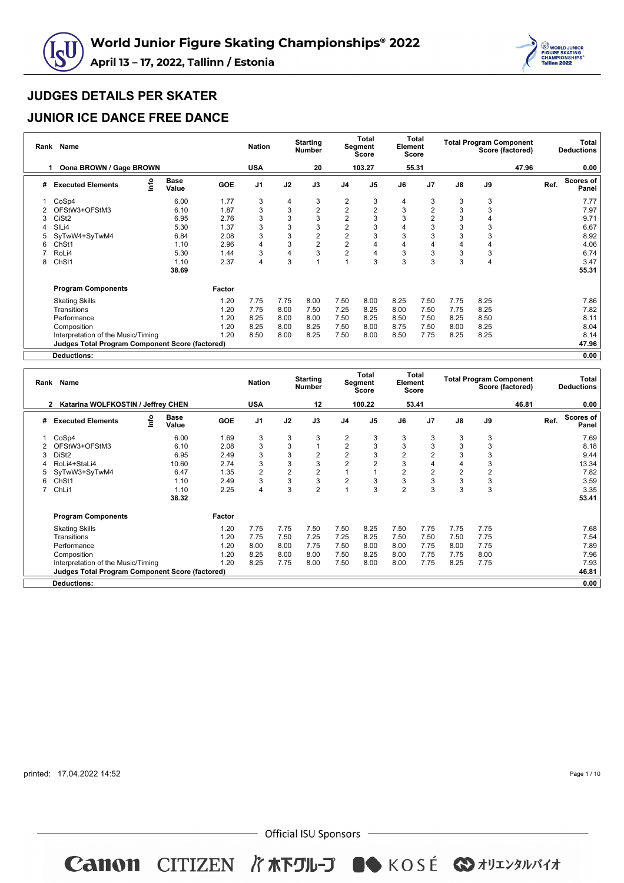# World Junior Figure Skating Championships® 2022

**April 13 – 17, 2022, Tallinn / Estonia**

## JUDGES DETAILS PER SKATER

## JUNIOR ICE DANCE FREE DANCE

| Rank | Name | Nation | Starting Number | Total Segment Score | Total Element Score | Total Program Component Score (factored) | Total Deductions |
|---|---|---|---|---|---|---|---|
| 1 | Oona BROWN / Gage BROWN | USA | 20 | 103.27 | 55.31 | 47.96 | 0.00 |

| # | Executed Elements | Info | Base Value | GOE | J1 | J2 | J3 | J4 | J5 | J6 | J7 | J8 | J9 | Ref. | Scores of Panel |
|---|---|---|---|---|---|---|---|---|---|---|---|---|---|---|---|
| 1 | CoSp4 | | 6.00 | 1.77 | 3 | 4 | 3 | 2 | 3 | 4 | 3 | 3 | 3 | | 7.77 |
| 2 | OFStW3+OFStM3 | | 6.10 | 1.87 | 3 | 3 | 2 | 2 | 2 | 3 | 2 | 3 | 3 | | 7.97 |
| 3 | CiSt2 | | 6.95 | 2.76 | 3 | 3 | 3 | 2 | 3 | 3 | 2 | 3 | 4 | | 9.71 |
| 4 | SlLi4 | | 5.30 | 1.37 | 3 | 3 | 3 | 2 | 3 | 4 | 3 | 3 | 3 | | 6.67 |
| 5 | SyTwW4+SyTwM4 | | 6.84 | 2.08 | 3 | 3 | 2 | 2 | 3 | 3 | 3 | 3 | 3 | | 8.92 |
| 6 | ChSt1 | | 1.10 | 2.96 | 4 | 3 | 2 | 2 | 4 | 4 | 4 | 4 | 4 | | 4.06 |
| 7 | RoLi4 | | 5.30 | 1.44 | 3 | 4 | 3 | 2 | 4 | 3 | 3 | 3 | 3 | | 6.74 |
| 8 | ChSl1 | | 1.10 | 2.37 | 4 | 3 | 1 | 1 | 3 | 3 | 3 | 3 | 4 | | 3.47 |
| | | | 38.69 | | | | | | | | | | | | 55.31 |

| Program Components | Factor | J1 | J2 | J3 | J4 | J5 | J6 | J7 | J8 | J9 | Ref. | Scores of Panel |
|---|---|---|---|---|---|---|---|---|---|---|---|---|
| Skating Skills | 1.20 | 7.75 | 7.75 | 8.00 | 7.50 | 8.00 | 8.25 | 7.50 | 7.75 | 8.25 | | 7.86 |
| Transitions | 1.20 | 7.75 | 8.00 | 7.50 | 7.25 | 8.25 | 8.00 | 7.50 | 7.75 | 8.25 | | 7.82 |
| Performance | 1.20 | 8.25 | 8.00 | 8.00 | 7.50 | 8.25 | 8.50 | 7.50 | 8.25 | 8.50 | | 8.11 |
| Composition | 1.20 | 8.25 | 8.00 | 8.25 | 7.50 | 8.00 | 8.75 | 7.50 | 8.00 | 8.25 | | 8.04 |
| Interpretation of the Music/Timing | 1.20 | 8.50 | 8.00 | 8.25 | 7.50 | 8.00 | 8.50 | 7.75 | 8.25 | 8.25 | | 8.14 |
| Judges Total Program Component Score (factored) | | | | | | | | | | | | 47.96 |
| Deductions: | | | | | | | | | | | | 0.00 |

| Rank | Name | Nation | Starting Number | Total Segment Score | Total Element Score | Total Program Component Score (factored) | Total Deductions |
|---|---|---|---|---|---|---|---|
| 2 | Katarina WOLFKOSTIN / Jeffrey CHEN | USA | 12 | 100.22 | 53.41 | 46.81 | 0.00 |

| # | Executed Elements | Info | Base Value | GOE | J1 | J2 | J3 | J4 | J5 | J6 | J7 | J8 | J9 | Ref. | Scores of Panel |
|---|---|---|---|---|---|---|---|---|---|---|---|---|---|---|---|
| 1 | CoSp4 | | 6.00 | 1.69 | 3 | 3 | 3 | 2 | 3 | 3 | 3 | 3 | 3 | | 7.69 |
| 2 | OFStW3+OFStM3 | | 6.10 | 2.08 | 3 | 3 | 1 | 2 | 3 | 3 | 3 | 3 | 3 | | 8.18 |
| 3 | DiSt2 | | 6.95 | 2.49 | 3 | 3 | 2 | 2 | 3 | 2 | 2 | 3 | 3 | | 9.44 |
| 4 | RoLi4+StaLi4 | | 10.60 | 2.74 | 3 | 3 | 3 | 2 | 2 | 3 | 4 | 4 | 3 | | 13.34 |
| 5 | SyTwW3+SyTwM4 | | 6.47 | 1.35 | 2 | 2 | 2 | 1 | 1 | 2 | 2 | 2 | 2 | | 7.82 |
| 6 | ChSt1 | | 1.10 | 2.49 | 3 | 3 | 3 | 2 | 3 | 3 | 3 | 3 | 3 | | 3.59 |
| 7 | ChLi1 | | 1.10 | 2.25 | 4 | 3 | 2 | 1 | 3 | 2 | 3 | 3 | 3 | | 3.35 |
| | | | 38.32 | | | | | | | | | | | | 53.41 |

| Program Components | Factor | J1 | J2 | J3 | J4 | J5 | J6 | J7 | J8 | J9 | Ref. | Scores of Panel |
|---|---|---|---|---|---|---|---|---|---|---|---|---|
| Skating Skills | 1.20 | 7.75 | 7.75 | 7.50 | 7.50 | 8.25 | 7.50 | 7.75 | 7.75 | 7.75 | | 7.68 |
| Transitions | 1.20 | 7.75 | 7.50 | 7.25 | 7.25 | 8.25 | 7.50 | 7.50 | 7.50 | 7.75 | | 7.54 |
| Performance | 1.20 | 8.00 | 8.00 | 7.75 | 7.50 | 8.00 | 8.00 | 7.75 | 8.00 | 7.75 | | 7.89 |
| Composition | 1.20 | 8.25 | 8.00 | 8.00 | 7.50 | 8.25 | 8.00 | 7.75 | 7.75 | 8.00 | | 7.96 |
| Interpretation of the Music/Timing | 1.20 | 8.25 | 7.75 | 8.00 | 7.50 | 8.00 | 8.00 | 7.75 | 8.25 | 7.75 | | 7.93 |
| Judges Total Program Component Score (factored) | | | | | | | | | | | | 46.81 |
| Deductions: | | | | | | | | | | | | 0.00 |

printed: 17.04.2022 14:52

Official ISU Sponsors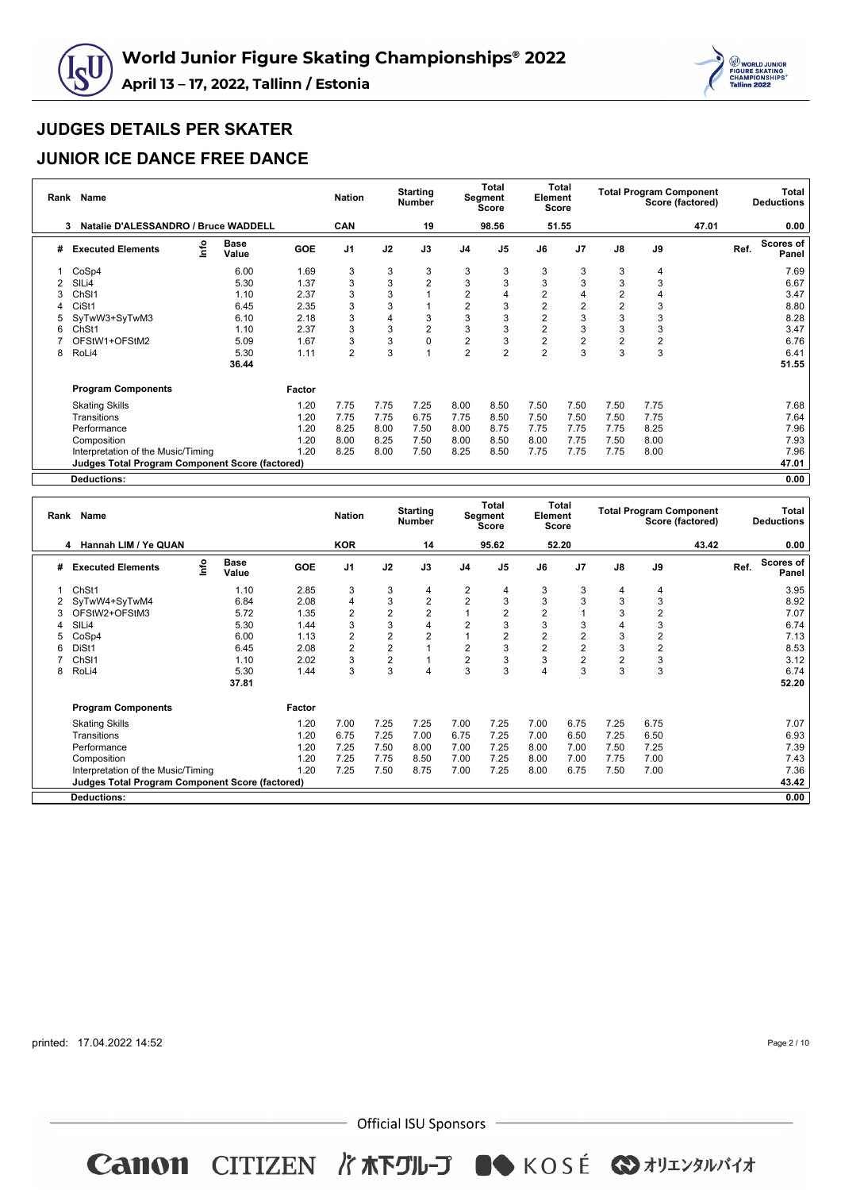# World Junior Figure Skating Championships® 2022

**April 13 – 17, 2022, Tallinn / Estonia**

## JUDGES DETAILS PER SKATER

## JUNIOR ICE DANCE FREE DANCE

| Rank | Name | Nation | Starting Number | Total Segment Score | Total Element Score | Total Program Component Score (factored) | Total Deductions |
|---|---|---|---|---|---|---|---|
| 3 | Natalie D'ALESSANDRO / Bruce WADDELL | CAN | 19 | 98.56 | 51.55 | 47.01 | 0.00 |

| # | Executed Elements | Info | Base Value | GOE | J1 | J2 | J3 | J4 | J5 | J6 | J7 | J8 | J9 | Ref. | Scores of Panel |
|---|---|---|---|---|---|---|---|---|---|---|---|---|---|---|---|
| 1 | CoSp4 | | 6.00 | 1.69 | 3 | 3 | 3 | 3 | 3 | 3 | 3 | 3 | 4 | | 7.69 |
| 2 | SlLi4 | | 5.30 | 1.37 | 3 | 3 | 2 | 3 | 3 | 3 | 3 | 3 | 3 | | 6.67 |
| 3 | ChSl1 | | 1.10 | 2.37 | 3 | 3 | 1 | 2 | 4 | 2 | 4 | 2 | 4 | | 3.47 |
| 4 | CiSt1 | | 6.45 | 2.35 | 3 | 3 | 1 | 2 | 3 | 2 | 2 | 2 | 3 | | 8.80 |
| 5 | SyTwW3+SyTwM3 | | 6.10 | 2.18 | 3 | 4 | 3 | 3 | 3 | 2 | 3 | 3 | 3 | | 8.28 |
| 6 | ChSt1 | | 1.10 | 2.37 | 3 | 3 | 2 | 3 | 3 | 2 | 3 | 3 | 3 | | 3.47 |
| 7 | OFStW1+OFStM2 | | 5.09 | 1.67 | 3 | 3 | 0 | 2 | 3 | 2 | 2 | 2 | 2 | | 6.76 |
| 8 | RoLi4 | | 5.30 | 1.11 | 2 | 3 | 1 | 2 | 2 | 2 | 3 | 3 | 3 | | 6.41 |
| | | | 36.44 | | | | | | | | | | | | 51.55 |

| Program Components | Factor | J1 | J2 | J3 | J4 | J5 | J6 | J7 | J8 | J9 | Scores of Panel |
|---|---|---|---|---|---|---|---|---|---|---|---|
| Skating Skills | 1.20 | 7.75 | 7.75 | 7.25 | 8.00 | 8.50 | 7.50 | 7.50 | 7.50 | 7.75 | 7.68 |
| Transitions | 1.20 | 7.75 | 7.75 | 6.75 | 7.75 | 8.50 | 7.50 | 7.50 | 7.50 | 7.75 | 7.64 |
| Performance | 1.20 | 8.25 | 8.00 | 7.50 | 8.00 | 8.75 | 7.75 | 7.75 | 7.75 | 8.25 | 7.96 |
| Composition | 1.20 | 8.00 | 8.25 | 7.50 | 8.00 | 8.50 | 8.00 | 7.75 | 7.50 | 8.00 | 7.93 |
| Interpretation of the Music/Timing | 1.20 | 8.25 | 8.00 | 7.50 | 8.25 | 8.50 | 7.75 | 7.75 | 7.75 | 8.00 | 7.96 |
| **Judges Total Program Component Score (factored)** | | | | | | | | | | | **47.01** |
| **Deductions:** | | | | | | | | | | | **0.00** |

| Rank | Name | Nation | Starting Number | Total Segment Score | Total Element Score | Total Program Component Score (factored) | Total Deductions |
|---|---|---|---|---|---|---|---|
| 4 | Hannah LIM / Ye QUAN | KOR | 14 | 95.62 | 52.20 | 43.42 | 0.00 |

| # | Executed Elements | Info | Base Value | GOE | J1 | J2 | J3 | J4 | J5 | J6 | J7 | J8 | J9 | Ref. | Scores of Panel |
|---|---|---|---|---|---|---|---|---|---|---|---|---|---|---|---|
| 1 | ChSt1 | | 1.10 | 2.85 | 3 | 3 | 4 | 2 | 4 | 3 | 3 | 4 | 4 | | 3.95 |
| 2 | SyTwW4+SyTwM4 | | 6.84 | 2.08 | 4 | 3 | 2 | 2 | 3 | 3 | 3 | 3 | 3 | | 8.92 |
| 3 | OFStW2+OFStM3 | | 5.72 | 1.35 | 2 | 2 | 2 | 1 | 2 | 2 | 1 | 3 | 2 | | 7.07 |
| 4 | SlLi4 | | 5.30 | 1.44 | 3 | 3 | 4 | 2 | 3 | 3 | 3 | 4 | 3 | | 6.74 |
| 5 | CoSp4 | | 6.00 | 1.13 | 2 | 2 | 2 | 1 | 2 | 2 | 2 | 3 | 2 | | 7.13 |
| 6 | DiSt1 | | 6.45 | 2.08 | 2 | 2 | 1 | 2 | 3 | 2 | 2 | 3 | 2 | | 8.53 |
| 7 | ChSl1 | | 1.10 | 2.02 | 3 | 2 | 1 | 2 | 3 | 3 | 2 | 2 | 3 | | 3.12 |
| 8 | RoLi4 | | 5.30 | 1.44 | 3 | 3 | 4 | 3 | 3 | 4 | 3 | 3 | 3 | | 6.74 |
| | | | 37.81 | | | | | | | | | | | | 52.20 |

| Program Components | Factor | J1 | J2 | J3 | J4 | J5 | J6 | J7 | J8 | J9 | Scores of Panel |
|---|---|---|---|---|---|---|---|---|---|---|---|
| Skating Skills | 1.20 | 7.00 | 7.25 | 7.25 | 7.00 | 7.25 | 7.00 | 6.75 | 7.25 | 6.75 | 7.07 |
| Transitions | 1.20 | 6.75 | 7.25 | 7.00 | 6.75 | 7.25 | 7.00 | 6.50 | 7.25 | 6.50 | 6.93 |
| Performance | 1.20 | 7.25 | 7.50 | 8.00 | 7.00 | 7.25 | 8.00 | 7.00 | 7.50 | 7.25 | 7.39 |
| Composition | 1.20 | 7.25 | 7.75 | 8.50 | 7.00 | 7.25 | 8.00 | 7.00 | 7.75 | 7.00 | 7.43 |
| Interpretation of the Music/Timing | 1.20 | 7.25 | 7.50 | 8.75 | 7.00 | 7.25 | 8.00 | 6.75 | 7.50 | 7.00 | 7.36 |
| **Judges Total Program Component Score (factored)** | | | | | | | | | | | **43.42** |
| **Deductions:** | | | | | | | | | | | **0.00** |

printed: 17.04.2022 14:52

Official ISU Sponsors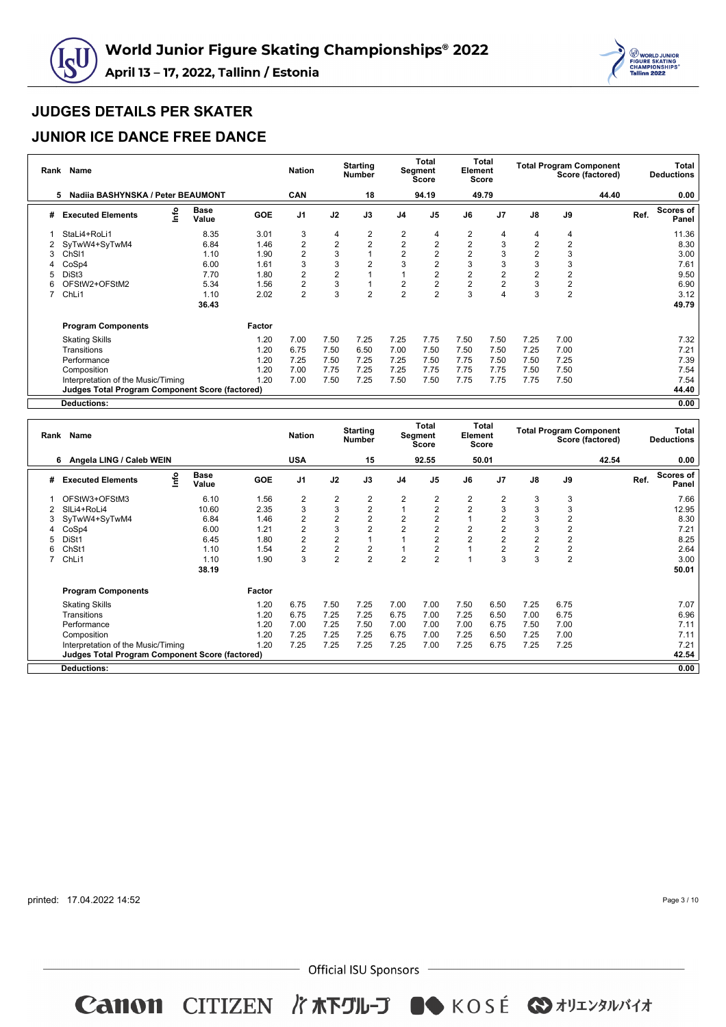# World Junior Figure Skating Championships® 2022

**April 13 – 17, 2022, Tallinn / Estonia**

## JUDGES DETAILS PER SKATER

## JUNIOR ICE DANCE FREE DANCE

| Rank | Name | Nation | Starting Number | Total Segment Score | Total Element Score | Total Program Component Score (factored) | Total Deductions |
|---|---|---|---|---|---|---|---|
| 5 | Nadiia BASHYNSKA / Peter BEAUMONT | CAN | 18 | 94.19 | 49.79 | 44.40 | 0.00 |

| # | Executed Elements | Info | Base Value | GOE | J1 | J2 | J3 | J4 | J5 | J6 | J7 | J8 | J9 | Ref. | Scores of Panel |
|---|---|---|---|---|---|---|---|---|---|---|---|---|---|---|---|
| 1 | StaLi4+RoLi1 | | 8.35 | 3.01 | 3 | 4 | 2 | 2 | 4 | 2 | 4 | 4 | 4 | | 11.36 |
| 2 | SyTwW4+SyTwM4 | | 6.84 | 1.46 | 2 | 2 | 2 | 2 | 2 | 2 | 3 | 2 | 2 | | 8.30 |
| 3 | ChSl1 | | 1.10 | 1.90 | 2 | 3 | 1 | 2 | 2 | 2 | 3 | 2 | 3 | | 3.00 |
| 4 | CoSp4 | | 6.00 | 1.61 | 3 | 3 | 2 | 3 | 2 | 3 | 3 | 3 | 3 | | 7.61 |
| 5 | DiSt3 | | 7.70 | 1.80 | 2 | 2 | 1 | 1 | 2 | 2 | 2 | 2 | 2 | | 9.50 |
| 6 | OFStW2+OFStM2 | | 5.34 | 1.56 | 2 | 3 | 1 | 2 | 2 | 2 | 2 | 3 | 2 | | 6.90 |
| 7 | ChLi1 | | 1.10 | 2.02 | 2 | 3 | 2 | 2 | 2 | 3 | 4 | 3 | 2 | | 3.12 |
| | | | 36.43 | | | | | | | | | | | | 49.79 |

| Program Components | Factor | J1 | J2 | J3 | J4 | J5 | J6 | J7 | J8 | J9 | Scores of Panel |
|---|---|---|---|---|---|---|---|---|---|---|---|
| Skating Skills | 1.20 | 7.00 | 7.50 | 7.25 | 7.25 | 7.75 | 7.50 | 7.50 | 7.25 | 7.00 | 7.32 |
| Transitions | 1.20 | 6.75 | 7.50 | 6.50 | 7.00 | 7.50 | 7.50 | 7.50 | 7.25 | 7.00 | 7.21 |
| Performance | 1.20 | 7.25 | 7.50 | 7.25 | 7.25 | 7.50 | 7.75 | 7.50 | 7.50 | 7.25 | 7.39 |
| Composition | 1.20 | 7.00 | 7.75 | 7.25 | 7.25 | 7.75 | 7.75 | 7.75 | 7.50 | 7.50 | 7.54 |
| Interpretation of the Music/Timing | 1.20 | 7.00 | 7.50 | 7.25 | 7.50 | 7.50 | 7.75 | 7.75 | 7.75 | 7.50 | 7.54 |
| **Judges Total Program Component Score (factored)** | | | | | | | | | | | 44.40 |
| **Deductions:** | | | | | | | | | | | 0.00 |

| Rank | Name | Nation | Starting Number | Total Segment Score | Total Element Score | Total Program Component Score (factored) | Total Deductions |
|---|---|---|---|---|---|---|---|
| 6 | Angela LING / Caleb WEIN | USA | 15 | 92.55 | 50.01 | 42.54 | 0.00 |

| # | Executed Elements | Info | Base Value | GOE | J1 | J2 | J3 | J4 | J5 | J6 | J7 | J8 | J9 | Ref. | Scores of Panel |
|---|---|---|---|---|---|---|---|---|---|---|---|---|---|---|---|
| 1 | OFStW3+OFStM3 | | 6.10 | 1.56 | 2 | 2 | 2 | 2 | 2 | 2 | 2 | 3 | 3 | | 7.66 |
| 2 | SlLi4+RoLi4 | | 10.60 | 2.35 | 3 | 3 | 2 | 1 | 2 | 2 | 3 | 3 | 3 | | 12.95 |
| 3 | SyTwW4+SyTwM4 | | 6.84 | 1.46 | 2 | 2 | 2 | 2 | 2 | 1 | 2 | 3 | 2 | | 8.30 |
| 4 | CoSp4 | | 6.00 | 1.21 | 2 | 3 | 2 | 2 | 2 | 2 | 2 | 3 | 2 | | 7.21 |
| 5 | DiSt1 | | 6.45 | 1.80 | 2 | 2 | 1 | 1 | 2 | 2 | 2 | 2 | 2 | | 8.25 |
| 6 | ChSt1 | | 1.10 | 1.54 | 2 | 2 | 2 | 1 | 2 | 1 | 2 | 2 | 2 | | 2.64 |
| 7 | ChLi1 | | 1.10 | 1.90 | 3 | 2 | 2 | 2 | 2 | 1 | 3 | 3 | 2 | | 3.00 |
| | | | 38.19 | | | | | | | | | | | | 50.01 |

| Program Components | Factor | J1 | J2 | J3 | J4 | J5 | J6 | J7 | J8 | J9 | Scores of Panel |
|---|---|---|---|---|---|---|---|---|---|---|---|
| Skating Skills | 1.20 | 6.75 | 7.50 | 7.25 | 7.00 | 7.00 | 7.50 | 6.50 | 7.25 | 6.75 | 7.07 |
| Transitions | 1.20 | 6.75 | 7.25 | 7.25 | 6.75 | 7.00 | 7.25 | 6.50 | 7.00 | 6.75 | 6.96 |
| Performance | 1.20 | 7.00 | 7.25 | 7.50 | 7.00 | 7.00 | 7.00 | 6.75 | 7.50 | 7.00 | 7.11 |
| Composition | 1.20 | 7.25 | 7.25 | 7.25 | 6.75 | 7.00 | 7.25 | 6.50 | 7.25 | 7.00 | 7.11 |
| Interpretation of the Music/Timing | 1.20 | 7.25 | 7.25 | 7.25 | 7.25 | 7.00 | 7.25 | 6.75 | 7.25 | 7.25 | 7.21 |
| **Judges Total Program Component Score (factored)** | | | | | | | | | | | 42.54 |
| **Deductions:** | | | | | | | | | | | 0.00 |

printed: 17.04.2022 14:52

Official ISU Sponsors

Canon CITIZEN 木下グループ KOSÉ オリエンタルバイオ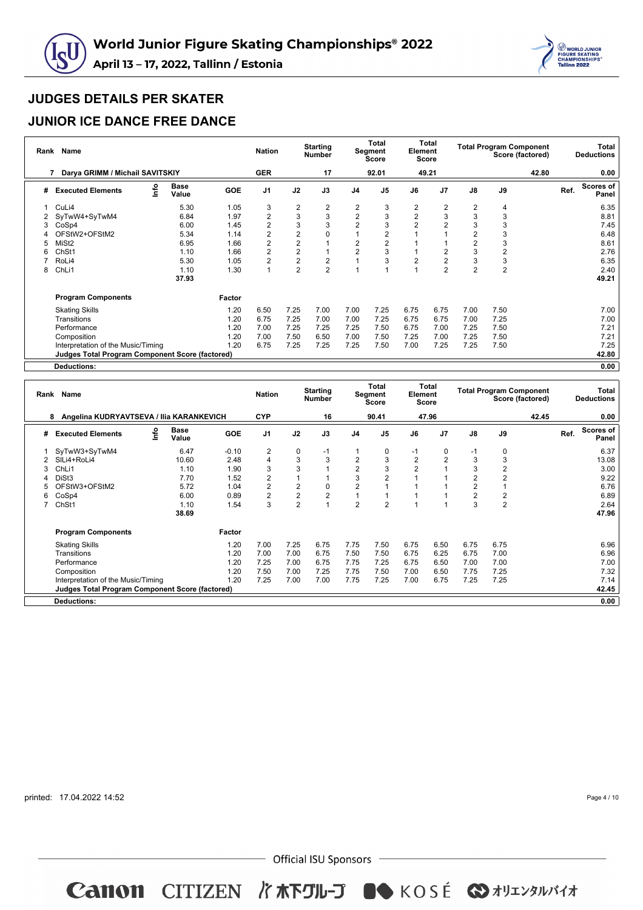# World Junior Figure Skating Championships® 2022

**April 13 – 17, 2022, Tallinn / Estonia**

## JUDGES DETAILS PER SKATER

## JUNIOR ICE DANCE FREE DANCE

| Rank | Name | Nation | Starting Number | Total Segment Score | Total Element Score | Total Program Component Score (factored) | Total Deductions |
|---|---|---|---|---|---|---|---|
| 7 | Darya GRIMM / Michail SAVITSKIY | GER | 17 | 92.01 | 49.21 | 42.80 | 0.00 |

| # | Executed Elements | Info | Base Value | GOE | J1 | J2 | J3 | J4 | J5 | J6 | J7 | J8 | J9 | Ref. | Scores of Panel |
|---|---|---|---|---|---|---|---|---|---|---|---|---|---|---|---|
| 1 | CuLi4 | | 5.30 | 1.05 | 3 | 2 | 2 | 2 | 3 | 2 | 2 | 2 | 4 | | 6.35 |
| 2 | SyTwW4+SyTwM4 | | 6.84 | 1.97 | 2 | 3 | 3 | 2 | 3 | 2 | 3 | 3 | 3 | | 8.81 |
| 3 | CoSp4 | | 6.00 | 1.45 | 2 | 3 | 3 | 2 | 3 | 2 | 2 | 3 | 3 | | 7.45 |
| 4 | OFStW2+OFStM2 | | 5.34 | 1.14 | 2 | 2 | 0 | 1 | 2 | 1 | 1 | 2 | 3 | | 6.48 |
| 5 | MiSt2 | | 6.95 | 1.66 | 2 | 2 | 1 | 2 | 2 | 1 | 1 | 2 | 3 | | 8.61 |
| 6 | ChSt1 | | 1.10 | 1.66 | 2 | 2 | 1 | 2 | 3 | 1 | 2 | 3 | 2 | | 2.76 |
| 7 | RoLi4 | | 5.30 | 1.05 | 2 | 2 | 2 | 1 | 3 | 2 | 2 | 3 | 3 | | 6.35 |
| 8 | ChLi1 | | 1.10 | 1.30 | 1 | 2 | 2 | 1 | 1 | 1 | 2 | 2 | 2 | | 2.40 |
| | | | 37.93 | | | | | | | | | | | | 49.21 |

| Program Components | Factor | J1 | J2 | J3 | J4 | J5 | J6 | J7 | J8 | J9 | Scores of Panel |
|---|---|---|---|---|---|---|---|---|---|---|---|
| Skating Skills | 1.20 | 6.50 | 7.25 | 7.00 | 7.00 | 7.25 | 6.75 | 6.75 | 7.00 | 7.50 | 7.00 |
| Transitions | 1.20 | 6.75 | 7.25 | 7.00 | 7.00 | 7.25 | 6.75 | 6.75 | 7.00 | 7.25 | 7.00 |
| Performance | 1.20 | 7.00 | 7.25 | 7.25 | 7.25 | 7.50 | 6.75 | 7.00 | 7.25 | 7.50 | 7.21 |
| Composition | 1.20 | 7.00 | 7.50 | 6.50 | 7.00 | 7.50 | 7.25 | 7.00 | 7.25 | 7.50 | 7.21 |
| Interpretation of the Music/Timing | 1.20 | 6.75 | 7.25 | 7.25 | 7.25 | 7.50 | 7.00 | 7.25 | 7.25 | 7.50 | 7.25 |
| **Judges Total Program Component Score (factored)** | | | | | | | | | | | **42.80** |
| **Deductions:** | | | | | | | | | | | **0.00** |

| Rank | Name | Nation | Starting Number | Total Segment Score | Total Element Score | Total Program Component Score (factored) | Total Deductions |
|---|---|---|---|---|---|---|---|
| 8 | Angelina KUDRYAVTSEVA / Ilia KARANKEVICH | CYP | 16 | 90.41 | 47.96 | 42.45 | 0.00 |

| # | Executed Elements | Info | Base Value | GOE | J1 | J2 | J3 | J4 | J5 | J6 | J7 | J8 | J9 | Ref. | Scores of Panel |
|---|---|---|---|---|---|---|---|---|---|---|---|---|---|---|---|
| 1 | SyTwW3+SyTwM4 | | 6.47 | -0.10 | 2 | 0 | -1 | 1 | 0 | -1 | 0 | -1 | 0 | | 6.37 |
| 2 | SlLi4+RoLi4 | | 10.60 | 2.48 | 4 | 3 | 3 | 2 | 3 | 2 | 2 | 3 | 3 | | 13.08 |
| 3 | ChLi1 | | 1.10 | 1.90 | 3 | 3 | 1 | 2 | 3 | 2 | 1 | 3 | 2 | | 3.00 |
| 4 | DiSt3 | | 7.70 | 1.52 | 2 | 1 | 1 | 3 | 2 | 1 | 1 | 2 | 2 | | 9.22 |
| 5 | OFStW3+OFStM2 | | 5.72 | 1.04 | 2 | 2 | 0 | 2 | 1 | 1 | 1 | 2 | 1 | | 6.76 |
| 6 | CoSp4 | | 6.00 | 0.89 | 2 | 2 | 2 | 1 | 1 | 1 | 1 | 2 | 2 | | 6.89 |
| 7 | ChSt1 | | 1.10 | 1.54 | 3 | 2 | 1 | 2 | 2 | 1 | 1 | 3 | 2 | | 2.64 |
| | | | 38.69 | | | | | | | | | | | | 47.96 |

| Program Components | Factor | J1 | J2 | J3 | J4 | J5 | J6 | J7 | J8 | J9 | Scores of Panel |
|---|---|---|---|---|---|---|---|---|---|---|---|
| Skating Skills | 1.20 | 7.00 | 7.25 | 6.75 | 7.75 | 7.50 | 6.75 | 6.50 | 6.75 | 6.75 | 6.96 |
| Transitions | 1.20 | 7.00 | 7.00 | 6.75 | 7.50 | 7.50 | 6.75 | 6.25 | 6.75 | 7.00 | 6.96 |
| Performance | 1.20 | 7.25 | 7.00 | 6.75 | 7.75 | 7.25 | 6.75 | 6.50 | 7.00 | 7.00 | 7.00 |
| Composition | 1.20 | 7.50 | 7.00 | 7.25 | 7.75 | 7.50 | 7.00 | 6.50 | 7.75 | 7.25 | 7.32 |
| Interpretation of the Music/Timing | 1.20 | 7.25 | 7.00 | 7.00 | 7.75 | 7.25 | 7.00 | 6.75 | 7.25 | 7.25 | 7.14 |
| **Judges Total Program Component Score (factored)** | | | | | | | | | | | **42.45** |
| **Deductions:** | | | | | | | | | | | **0.00** |

printed: 17.04.2022 14:52

Official ISU Sponsors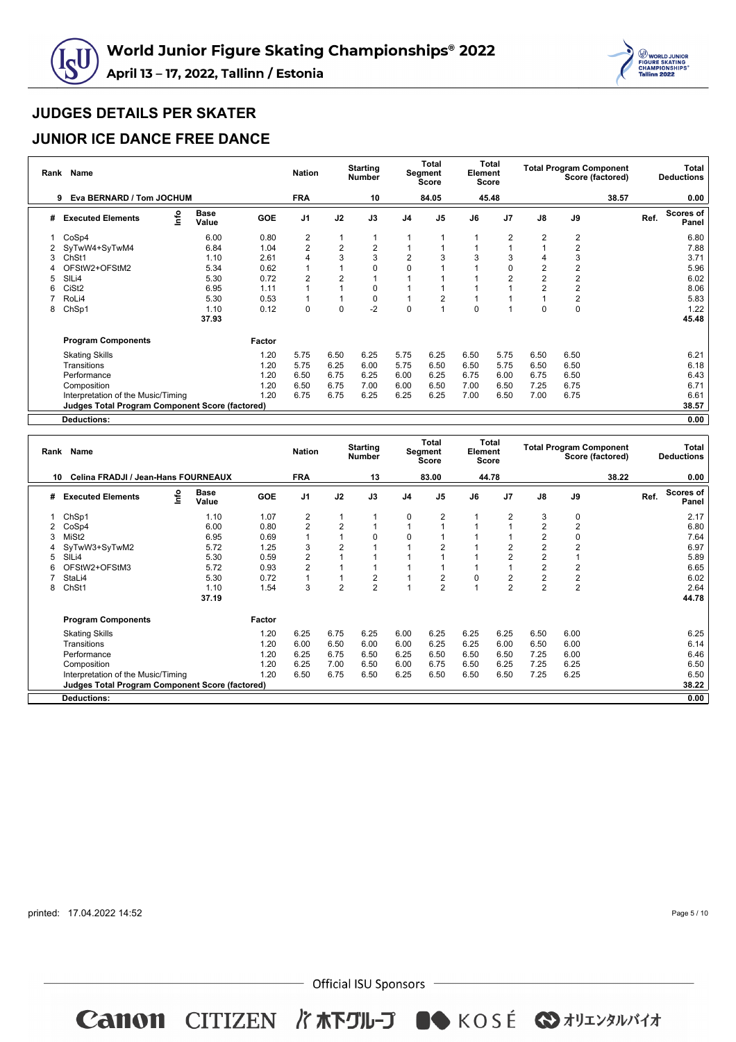# World Junior Figure Skating Championships® 2022

**April 13 – 17, 2022, Tallinn / Estonia**

## JUDGES DETAILS PER SKATER

## JUNIOR ICE DANCE FREE DANCE

| Rank | Name | Nation | Starting Number | Total Segment Score | Total Element Score | Total Program Component Score (factored) | Total Deductions |
|---|---|---|---|---|---|---|---|
| 9 | Eva BERNARD / Tom JOCHUM | FRA | 10 | 84.05 | 45.48 | 38.57 | 0.00 |

| # | Executed Elements | Info | Base Value | GOE | J1 | J2 | J3 | J4 | J5 | J6 | J7 | J8 | J9 | Ref. | Scores of Panel |
|---|---|---|---|---|---|---|---|---|---|---|---|---|---|---|---|
| 1 | CoSp4 | | 6.00 | 0.80 | 2 | 1 | 1 | 1 | 1 | 1 | 2 | 2 | 2 | | 6.80 |
| 2 | SyTwW4+SyTwM4 | | 6.84 | 1.04 | 2 | 2 | 2 | 1 | 1 | 1 | 1 | 1 | 2 | | 7.88 |
| 3 | ChSt1 | | 1.10 | 2.61 | 4 | 3 | 3 | 2 | 3 | 3 | 3 | 4 | 3 | | 3.71 |
| 4 | OFStW2+OFStM2 | | 5.34 | 0.62 | 1 | 1 | 0 | 0 | 1 | 1 | 0 | 2 | 2 | | 5.96 |
| 5 | SlLi4 | | 5.30 | 0.72 | 2 | 2 | 1 | 1 | 1 | 1 | 2 | 2 | 2 | | 6.02 |
| 6 | CiSt2 | | 6.95 | 1.11 | 1 | 1 | 0 | 1 | 1 | 1 | 1 | 2 | 2 | | 8.06 |
| 7 | RoLi4 | | 5.30 | 0.53 | 1 | 1 | 0 | 1 | 2 | 1 | 1 | 1 | 2 | | 5.83 |
| 8 | ChSp1 | | 1.10 | 0.12 | 0 | 0 | -2 | 0 | 1 | 0 | 1 | 0 | 0 | | 1.22 |
| | | | 37.93 | | | | | | | | | | | | 45.48 |

| Program Components | Factor | J1 | J2 | J3 | J4 | J5 | J6 | J7 | J8 | J9 | Scores of Panel |
|---|---|---|---|---|---|---|---|---|---|---|---|
| Skating Skills | 1.20 | 5.75 | 6.50 | 6.25 | 5.75 | 6.25 | 6.50 | 5.75 | 6.50 | 6.50 | 6.21 |
| Transitions | 1.20 | 5.75 | 6.25 | 6.00 | 5.75 | 6.50 | 6.50 | 5.75 | 6.50 | 6.50 | 6.18 |
| Performance | 1.20 | 6.50 | 6.75 | 6.25 | 6.00 | 6.25 | 6.75 | 6.00 | 6.75 | 6.50 | 6.43 |
| Composition | 1.20 | 6.50 | 6.75 | 7.00 | 6.00 | 6.50 | 7.00 | 6.50 | 7.25 | 6.75 | 6.71 |
| Interpretation of the Music/Timing | 1.20 | 6.75 | 6.75 | 6.25 | 6.25 | 6.25 | 7.00 | 6.50 | 7.00 | 6.75 | 6.61 |
| **Judges Total Program Component Score (factored)** | | | | | | | | | | | **38.57** |
| **Deductions:** | | | | | | | | | | | **0.00** |

| Rank | Name | Nation | Starting Number | Total Segment Score | Total Element Score | Total Program Component Score (factored) | Total Deductions |
|---|---|---|---|---|---|---|---|
| 10 | Celina FRADJI / Jean-Hans FOURNEAUX | FRA | 13 | 83.00 | 44.78 | 38.22 | 0.00 |

| # | Executed Elements | Info | Base Value | GOE | J1 | J2 | J3 | J4 | J5 | J6 | J7 | J8 | J9 | Ref. | Scores of Panel |
|---|---|---|---|---|---|---|---|---|---|---|---|---|---|---|---|
| 1 | ChSp1 | | 1.10 | 1.07 | 2 | 1 | 1 | 0 | 2 | 1 | 2 | 3 | 0 | | 2.17 |
| 2 | CoSp4 | | 6.00 | 0.80 | 2 | 2 | 1 | 1 | 1 | 1 | 1 | 2 | 2 | | 6.80 |
| 3 | MiSt2 | | 6.95 | 0.69 | 1 | 1 | 0 | 0 | 1 | 1 | 1 | 2 | 0 | | 7.64 |
| 4 | SyTwW3+SyTwM2 | | 5.72 | 1.25 | 3 | 2 | 1 | 1 | 2 | 1 | 2 | 2 | 2 | | 6.97 |
| 5 | SlLi4 | | 5.30 | 0.59 | 2 | 1 | 1 | 1 | 1 | 1 | 2 | 2 | 1 | | 5.89 |
| 6 | OFStW2+OFStM3 | | 5.72 | 0.93 | 2 | 1 | 1 | 1 | 1 | 1 | 1 | 2 | 2 | | 6.65 |
| 7 | StaLi4 | | 5.30 | 0.72 | 1 | 1 | 2 | 1 | 2 | 0 | 2 | 2 | 2 | | 6.02 |
| 8 | ChSt1 | | 1.10 | 1.54 | 3 | 2 | 2 | 1 | 2 | 1 | 2 | 2 | 2 | | 2.64 |
| | | | 37.19 | | | | | | | | | | | | 44.78 |

| Program Components | Factor | J1 | J2 | J3 | J4 | J5 | J6 | J7 | J8 | J9 | Scores of Panel |
|---|---|---|---|---|---|---|---|---|---|---|---|
| Skating Skills | 1.20 | 6.25 | 6.75 | 6.25 | 6.00 | 6.25 | 6.25 | 6.25 | 6.50 | 6.00 | 6.25 |
| Transitions | 1.20 | 6.00 | 6.50 | 6.00 | 6.00 | 6.25 | 6.25 | 6.00 | 6.50 | 6.00 | 6.14 |
| Performance | 1.20 | 6.25 | 6.75 | 6.50 | 6.25 | 6.50 | 6.50 | 6.50 | 7.25 | 6.00 | 6.46 |
| Composition | 1.20 | 6.25 | 7.00 | 6.50 | 6.00 | 6.75 | 6.50 | 6.25 | 7.25 | 6.25 | 6.50 |
| Interpretation of the Music/Timing | 1.20 | 6.50 | 6.75 | 6.50 | 6.25 | 6.50 | 6.50 | 6.50 | 7.25 | 6.25 | 6.50 |
| **Judges Total Program Component Score (factored)** | | | | | | | | | | | **38.22** |
| **Deductions:** | | | | | | | | | | | **0.00** |

printed: 17.04.2022 14:52

Official ISU Sponsors

Canon CITIZEN 木下グループ KOSÉ オリエンタルバイオ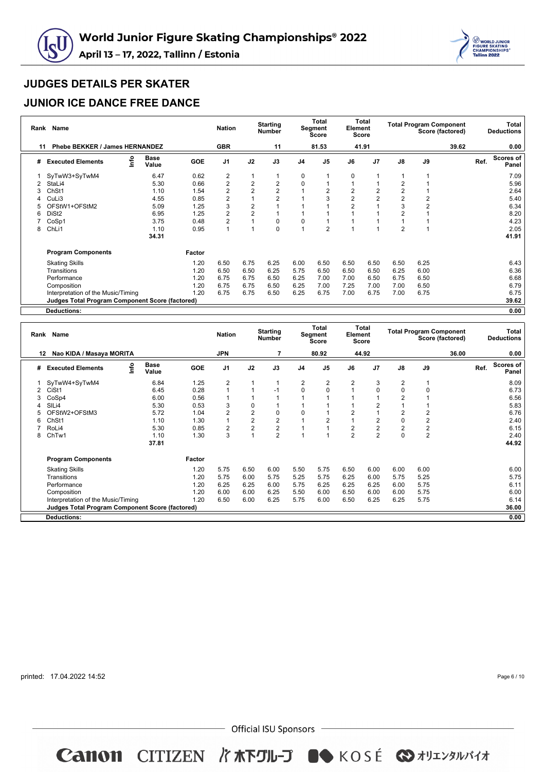# World Junior Figure Skating Championships® 2022

**April 13 – 17, 2022, Tallinn / Estonia**

## JUDGES DETAILS PER SKATER

## JUNIOR ICE DANCE FREE DANCE

| Rank | Name | Nation | Starting Number | Total Segment Score | Total Element Score | Total Program Component Score (factored) | Total Deductions |
|---|---|---|---|---|---|---|---|
| 11 | Phebe BEKKER / James HERNANDEZ | GBR | 11 | 81.53 | 41.91 | 39.62 | 0.00 |

| # | Executed Elements | Info | Base Value | GOE | J1 | J2 | J3 | J4 | J5 | J6 | J7 | J8 | J9 | Ref. | Scores of Panel |
|---|---|---|---|---|---|---|---|---|---|---|---|---|---|---|---|
| 1 | SyTwW3+SyTwM4 | | 6.47 | 0.62 | 2 | 1 | 1 | 0 | 1 | 0 | 1 | 1 | 1 | | 7.09 |
| 2 | StaLi4 | | 5.30 | 0.66 | 2 | 2 | 2 | 0 | 1 | 1 | 1 | 2 | 1 | | 5.96 |
| 3 | ChSt1 | | 1.10 | 1.54 | 2 | 2 | 2 | 1 | 2 | 2 | 2 | 2 | 1 | | 2.64 |
| 4 | CuLi3 | | 4.55 | 0.85 | 2 | 1 | 2 | 1 | 3 | 2 | 2 | 2 | 2 | | 5.40 |
| 5 | OFStW1+OFStM2 | | 5.09 | 1.25 | 3 | 2 | 1 | 1 | 1 | 2 | 1 | 3 | 2 | | 6.34 |
| 6 | DiSt2 | | 6.95 | 1.25 | 2 | 2 | 1 | 1 | 1 | 1 | 1 | 2 | 1 | | 8.20 |
| 7 | CoSp1 | | 3.75 | 0.48 | 2 | 1 | 0 | 0 | 1 | 1 | 1 | 1 | 1 | | 4.23 |
| 8 | ChLi1 | | 1.10 | 0.95 | 1 | 1 | 0 | 1 | 2 | 1 | 1 | 2 | 1 | | 2.05 |
| | | | 34.31 | | | | | | | | | | | | 41.91 |

| Program Components | Factor | J1 | J2 | J3 | J4 | J5 | J6 | J7 | J8 | J9 | Scores of Panel |
|---|---|---|---|---|---|---|---|---|---|---|---|
| Skating Skills | 1.20 | 6.50 | 6.75 | 6.25 | 6.00 | 6.50 | 6.50 | 6.50 | 6.50 | 6.25 | 6.43 |
| Transitions | 1.20 | 6.50 | 6.50 | 6.25 | 5.75 | 6.50 | 6.50 | 6.50 | 6.25 | 6.00 | 6.36 |
| Performance | 1.20 | 6.75 | 6.75 | 6.50 | 6.25 | 7.00 | 7.00 | 6.50 | 6.75 | 6.50 | 6.68 |
| Composition | 1.20 | 6.75 | 6.75 | 6.50 | 6.25 | 7.00 | 7.25 | 7.00 | 7.00 | 6.50 | 6.79 |
| Interpretation of the Music/Timing | 1.20 | 6.75 | 6.75 | 6.50 | 6.25 | 6.75 | 7.00 | 6.75 | 7.00 | 6.75 | 6.75 |
| **Judges Total Program Component Score (factored)** | | | | | | | | | | | 39.62 |
| **Deductions:** | | | | | | | | | | | 0.00 |

| Rank | Name | Nation | Starting Number | Total Segment Score | Total Element Score | Total Program Component Score (factored) | Total Deductions |
|---|---|---|---|---|---|---|---|
| 12 | Nao KIDA / Masaya MORITA | JPN | 7 | 80.92 | 44.92 | 36.00 | 0.00 |

| # | Executed Elements | Info | Base Value | GOE | J1 | J2 | J3 | J4 | J5 | J6 | J7 | J8 | J9 | Ref. | Scores of Panel |
|---|---|---|---|---|---|---|---|---|---|---|---|---|---|---|---|
| 1 | SyTwW4+SyTwM4 | | 6.84 | 1.25 | 2 | 1 | 1 | 2 | 2 | 2 | 3 | 2 | 1 | | 8.09 |
| 2 | CiSt1 | | 6.45 | 0.28 | 1 | 1 | -1 | 0 | 0 | 1 | 0 | 0 | 0 | | 6.73 |
| 3 | CoSp4 | | 6.00 | 0.56 | 1 | 1 | 1 | 1 | 1 | 1 | 1 | 2 | 1 | | 6.56 |
| 4 | SlLi4 | | 5.30 | 0.53 | 3 | 0 | 1 | 1 | 1 | 1 | 2 | 1 | 1 | | 5.83 |
| 5 | OFStW2+OFStM3 | | 5.72 | 1.04 | 2 | 2 | 0 | 0 | 1 | 2 | 1 | 2 | 2 | | 6.76 |
| 6 | ChSt1 | | 1.10 | 1.30 | 1 | 2 | 2 | 1 | 2 | 1 | 2 | 0 | 2 | | 2.40 |
| 7 | RoLi4 | | 5.30 | 0.85 | 2 | 2 | 2 | 1 | 1 | 2 | 2 | 2 | 2 | | 6.15 |
| 8 | ChTw1 | | 1.10 | 1.30 | 3 | 1 | 2 | 1 | 1 | 2 | 2 | 0 | 2 | | 2.40 |
| | | | 37.81 | | | | | | | | | | | | 44.92 |

| Program Components | Factor | J1 | J2 | J3 | J4 | J5 | J6 | J7 | J8 | J9 | Scores of Panel |
|---|---|---|---|---|---|---|---|---|---|---|---|
| Skating Skills | 1.20 | 5.75 | 6.50 | 6.00 | 5.50 | 5.75 | 6.50 | 6.00 | 6.00 | 6.00 | 6.00 |
| Transitions | 1.20 | 5.75 | 6.00 | 5.75 | 5.25 | 5.75 | 6.25 | 6.00 | 5.75 | 5.25 | 5.75 |
| Performance | 1.20 | 6.25 | 6.25 | 6.00 | 5.75 | 6.25 | 6.25 | 6.25 | 6.00 | 5.75 | 6.11 |
| Composition | 1.20 | 6.00 | 6.00 | 6.25 | 5.50 | 6.00 | 6.50 | 6.00 | 6.00 | 5.75 | 6.00 |
| Interpretation of the Music/Timing | 1.20 | 6.50 | 6.00 | 6.25 | 5.75 | 6.00 | 6.50 | 6.25 | 6.25 | 5.75 | 6.14 |
| **Judges Total Program Component Score (factored)** | | | | | | | | | | | 36.00 |
| **Deductions:** | | | | | | | | | | | 0.00 |

printed: 17.04.2022 14:52

Official ISU Sponsors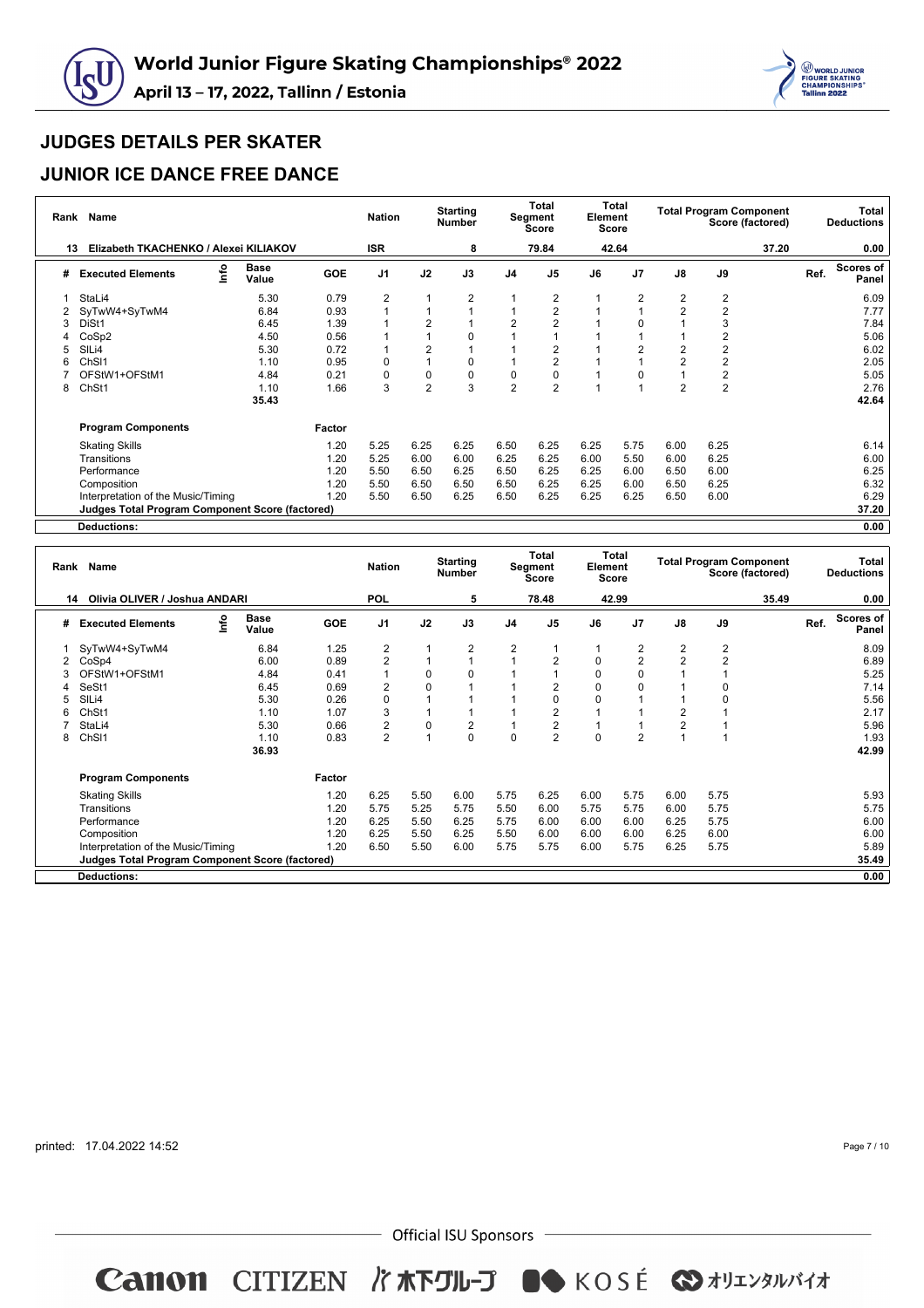# World Junior Figure Skating Championships® 2022

**April 13 – 17, 2022, Tallinn / Estonia**

## JUDGES DETAILS PER SKATER

## JUNIOR ICE DANCE FREE DANCE

| Rank | Name | Nation | Starting Number | Total Segment Score | Total Element Score | Total Program Component Score (factored) | Total Deductions |
|---|---|---|---|---|---|---|---|
| 13 | Elizabeth TKACHENKO / Alexei KILIAKOV | ISR | 8 | 79.84 | 42.64 | 37.20 | 0.00 |

| # | Executed Elements | Info | Base Value | GOE | J1 | J2 | J3 | J4 | J5 | J6 | J7 | J8 | J9 | Ref. | Scores of Panel |
|---|---|---|---|---|---|---|---|---|---|---|---|---|---|---|---|
| 1 | StaLi4 | | 5.30 | 0.79 | 2 | 1 | 2 | 1 | 2 | 1 | 2 | 2 | 2 | | 6.09 |
| 2 | SyTwW4+SyTwM4 | | 6.84 | 0.93 | 1 | 1 | 1 | 1 | 2 | 1 | 1 | 2 | 2 | | 7.77 |
| 3 | DiSt1 | | 6.45 | 1.39 | 1 | 2 | 1 | 2 | 2 | 1 | 0 | 1 | 3 | | 7.84 |
| 4 | CoSp2 | | 4.50 | 0.56 | 1 | 1 | 0 | 1 | 1 | 1 | 1 | 1 | 2 | | 5.06 |
| 5 | SlLi4 | | 5.30 | 0.72 | 1 | 2 | 1 | 1 | 2 | 1 | 2 | 2 | 2 | | 6.02 |
| 6 | ChSl1 | | 1.10 | 0.95 | 0 | 1 | 0 | 1 | 2 | 1 | 1 | 2 | 2 | | 2.05 |
| 7 | OFStW1+OFStM1 | | 4.84 | 0.21 | 0 | 0 | 0 | 0 | 0 | 1 | 0 | 1 | 2 | | 5.05 |
| 8 | ChSt1 | | 1.10 | 1.66 | 3 | 2 | 3 | 2 | 2 | 1 | 1 | 2 | 2 | | 2.76 |
| | | | 35.43 | | | | | | | | | | | | 42.64 |

| Program Components | Factor | J1 | J2 | J3 | J4 | J5 | J6 | J7 | J8 | J9 | Scores of Panel |
|---|---|---|---|---|---|---|---|---|---|---|---|
| Skating Skills | 1.20 | 5.25 | 6.25 | 6.25 | 6.50 | 6.25 | 6.25 | 5.75 | 6.00 | 6.25 | 6.14 |
| Transitions | 1.20 | 5.25 | 6.00 | 6.00 | 6.25 | 6.25 | 6.00 | 5.50 | 6.00 | 6.25 | 6.00 |
| Performance | 1.20 | 5.50 | 6.50 | 6.25 | 6.50 | 6.25 | 6.25 | 6.00 | 6.50 | 6.00 | 6.25 |
| Composition | 1.20 | 5.50 | 6.50 | 6.50 | 6.50 | 6.25 | 6.25 | 6.00 | 6.50 | 6.25 | 6.32 |
| Interpretation of the Music/Timing | 1.20 | 5.50 | 6.50 | 6.25 | 6.50 | 6.25 | 6.25 | 6.25 | 6.50 | 6.00 | 6.29 |
| **Judges Total Program Component Score (factored)** | | | | | | | | | | | 37.20 |
| **Deductions:** | | | | | | | | | | | 0.00 |

| Rank | Name | Nation | Starting Number | Total Segment Score | Total Element Score | Total Program Component Score (factored) | Total Deductions |
|---|---|---|---|---|---|---|---|
| 14 | Olivia OLIVER / Joshua ANDARI | POL | 5 | 78.48 | 42.99 | 35.49 | 0.00 |

| # | Executed Elements | Info | Base Value | GOE | J1 | J2 | J3 | J4 | J5 | J6 | J7 | J8 | J9 | Ref. | Scores of Panel |
|---|---|---|---|---|---|---|---|---|---|---|---|---|---|---|---|
| 1 | SyTwW4+SyTwM4 | | 6.84 | 1.25 | 2 | 1 | 2 | 2 | 1 | 1 | 2 | 2 | 2 | | 8.09 |
| 2 | CoSp4 | | 6.00 | 0.89 | 2 | 1 | 1 | 1 | 2 | 0 | 2 | 2 | 2 | | 6.89 |
| 3 | OFStW1+OFStM1 | | 4.84 | 0.41 | 1 | 0 | 0 | 1 | 1 | 0 | 0 | 1 | 1 | | 5.25 |
| 4 | SeSt1 | | 6.45 | 0.69 | 2 | 0 | 1 | 1 | 2 | 0 | 0 | 1 | 0 | | 7.14 |
| 5 | SlLi4 | | 5.30 | 0.26 | 0 | 1 | 1 | 1 | 0 | 0 | 1 | 1 | 0 | | 5.56 |
| 6 | ChSt1 | | 1.10 | 1.07 | 3 | 1 | 1 | 1 | 2 | 1 | 1 | 2 | 1 | | 2.17 |
| 7 | StaLi4 | | 5.30 | 0.66 | 2 | 0 | 2 | 1 | 2 | 1 | 1 | 2 | 1 | | 5.96 |
| 8 | ChSl1 | | 1.10 | 0.83 | 2 | 1 | 0 | 0 | 2 | 0 | 2 | 1 | 1 | | 1.93 |
| | | | 36.93 | | | | | | | | | | | | 42.99 |

| Program Components | Factor | J1 | J2 | J3 | J4 | J5 | J6 | J7 | J8 | J9 | Scores of Panel |
|---|---|---|---|---|---|---|---|---|---|---|---|
| Skating Skills | 1.20 | 6.25 | 5.50 | 6.00 | 5.75 | 6.25 | 6.00 | 5.75 | 6.00 | 5.75 | 5.93 |
| Transitions | 1.20 | 5.75 | 5.25 | 5.75 | 5.50 | 6.00 | 5.75 | 5.75 | 6.00 | 5.75 | 5.75 |
| Performance | 1.20 | 6.25 | 5.50 | 6.25 | 5.75 | 6.00 | 6.00 | 6.00 | 6.25 | 5.75 | 6.00 |
| Composition | 1.20 | 6.25 | 5.50 | 6.25 | 5.50 | 6.00 | 6.00 | 6.00 | 6.25 | 6.00 | 6.00 |
| Interpretation of the Music/Timing | 1.20 | 6.50 | 5.50 | 6.00 | 5.75 | 5.75 | 6.00 | 5.75 | 6.25 | 5.75 | 5.89 |
| **Judges Total Program Component Score (factored)** | | | | | | | | | | | 35.49 |
| **Deductions:** | | | | | | | | | | | 0.00 |

printed: 17.04.2022 14:52

Official ISU Sponsors

Canon CITIZEN 木下グループ KOSÉ オリエンタルバイオ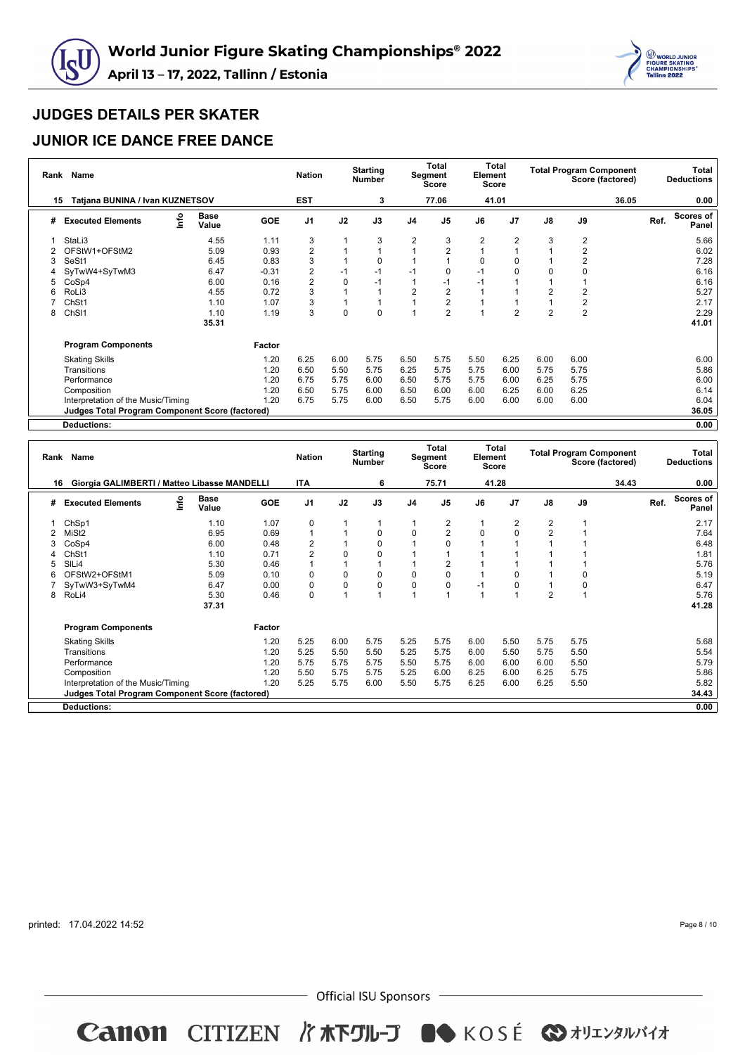# World Junior Figure Skating Championships® 2022

April 13 – 17, 2022, Tallinn / Estonia

## JUDGES DETAILS PER SKATER

## JUNIOR ICE DANCE FREE DANCE

| Rank | Name | Nation | Starting Number | Total Segment Score | Total Element Score | Total Program Component Score (factored) | Total Deductions |
|---|---|---|---|---|---|---|---|
| 15 | Tatjana BUNINA / Ivan KUZNETSOV | EST | 3 | 77.06 | 41.01 | 36.05 | 0.00 |

| # | Executed Elements | Info | Base Value | GOE | J1 | J2 | J3 | J4 | J5 | J6 | J7 | J8 | J9 | Ref. | Scores of Panel |
|---|---|---|---|---|---|---|---|---|---|---|---|---|---|---|---|
| 1 | StaLi3 | | 4.55 | 1.11 | 3 | 1 | 3 | 2 | 3 | 2 | 2 | 3 | 2 | | 5.66 |
| 2 | OFStW1+OFStM2 | | 5.09 | 0.93 | 2 | 1 | 1 | 1 | 2 | 1 | 1 | 1 | 2 | | 6.02 |
| 3 | SeSt1 | | 6.45 | 0.83 | 3 | 1 | 0 | 1 | 1 | 0 | 0 | 1 | 2 | | 7.28 |
| 4 | SyTwW4+SyTwM3 | | 6.47 | -0.31 | 2 | -1 | -1 | -1 | 0 | -1 | 0 | 0 | 0 | | 6.16 |
| 5 | CoSp4 | | 6.00 | 0.16 | 2 | 0 | -1 | 1 | -1 | -1 | 1 | 1 | 1 | | 6.16 |
| 6 | RoLi3 | | 4.55 | 0.72 | 3 | 1 | 1 | 2 | 2 | 1 | 1 | 2 | 2 | | 5.27 |
| 7 | ChSt1 | | 1.10 | 1.07 | 3 | 1 | 1 | 1 | 2 | 1 | 1 | 1 | 2 | | 2.17 |
| 8 | ChSl1 | | 1.10 | 1.19 | 3 | 0 | 0 | 1 | 2 | 1 | 2 | 2 | 2 | | 2.29 |
| | | | 35.31 | | | | | | | | | | | | 41.01 |

| Program Components | Factor | J1 | J2 | J3 | J4 | J5 | J6 | J7 | J8 | J9 | Scores of Panel |
|---|---|---|---|---|---|---|---|---|---|---|---|
| Skating Skills | 1.20 | 6.25 | 6.00 | 5.75 | 6.50 | 5.75 | 5.50 | 6.25 | 6.00 | 6.00 | 6.00 |
| Transitions | 1.20 | 6.50 | 5.50 | 5.75 | 6.25 | 5.75 | 5.75 | 6.00 | 5.75 | 5.75 | 5.86 |
| Performance | 1.20 | 6.75 | 5.75 | 6.00 | 6.50 | 5.75 | 5.75 | 6.00 | 6.25 | 5.75 | 6.00 |
| Composition | 1.20 | 6.50 | 5.75 | 6.00 | 6.50 | 6.00 | 6.00 | 6.25 | 6.00 | 6.25 | 6.14 |
| Interpretation of the Music/Timing | 1.20 | 6.75 | 5.75 | 6.00 | 6.50 | 5.75 | 6.00 | 6.00 | 6.00 | 6.00 | 6.04 |
| **Judges Total Program Component Score (factored)** | | | | | | | | | | | 36.05 |
| **Deductions:** | | | | | | | | | | | 0.00 |

| Rank | Name | Nation | Starting Number | Total Segment Score | Total Element Score | Total Program Component Score (factored) | Total Deductions |
|---|---|---|---|---|---|---|---|
| 16 | Giorgia GALIMBERTI / Matteo Libasse MANDELLI | ITA | 6 | 75.71 | 41.28 | 34.43 | 0.00 |

| # | Executed Elements | Info | Base Value | GOE | J1 | J2 | J3 | J4 | J5 | J6 | J7 | J8 | J9 | Ref. | Scores of Panel |
|---|---|---|---|---|---|---|---|---|---|---|---|---|---|---|---|
| 1 | ChSp1 | | 1.10 | 1.07 | 0 | 1 | 1 | 1 | 2 | 1 | 2 | 2 | 1 | | 2.17 |
| 2 | MiSt2 | | 6.95 | 0.69 | 1 | 1 | 0 | 0 | 2 | 0 | 0 | 2 | 1 | | 7.64 |
| 3 | CoSp4 | | 6.00 | 0.48 | 2 | 1 | 0 | 1 | 0 | 1 | 1 | 1 | 1 | | 6.48 |
| 4 | ChSt1 | | 1.10 | 0.71 | 2 | 0 | 0 | 1 | 1 | 1 | 1 | 1 | 1 | | 1.81 |
| 5 | SlLi4 | | 5.30 | 0.46 | 1 | 1 | 1 | 1 | 2 | 1 | 1 | 1 | 1 | | 5.76 |
| 6 | OFStW2+OFStM1 | | 5.09 | 0.10 | 0 | 0 | 0 | 0 | 0 | 1 | 0 | 1 | 0 | | 5.19 |
| 7 | SyTwW3+SyTwM4 | | 6.47 | 0.00 | 0 | 0 | 0 | 0 | 0 | -1 | 0 | 1 | 0 | | 6.47 |
| 8 | RoLi4 | | 5.30 | 0.46 | 0 | 1 | 1 | 1 | 1 | 1 | 1 | 2 | 1 | | 5.76 |
| | | | 37.31 | | | | | | | | | | | | 41.28 |

| Program Components | Factor | J1 | J2 | J3 | J4 | J5 | J6 | J7 | J8 | J9 | Scores of Panel |
|---|---|---|---|---|---|---|---|---|---|---|---|
| Skating Skills | 1.20 | 5.25 | 6.00 | 5.75 | 5.25 | 5.75 | 6.00 | 5.50 | 5.75 | 5.75 | 5.68 |
| Transitions | 1.20 | 5.25 | 5.50 | 5.50 | 5.25 | 5.75 | 6.00 | 5.50 | 5.75 | 5.50 | 5.54 |
| Performance | 1.20 | 5.75 | 5.75 | 5.75 | 5.50 | 5.75 | 6.00 | 6.00 | 6.00 | 5.50 | 5.79 |
| Composition | 1.20 | 5.50 | 5.75 | 5.75 | 5.25 | 6.00 | 6.25 | 6.00 | 6.25 | 5.75 | 5.86 |
| Interpretation of the Music/Timing | 1.20 | 5.25 | 5.75 | 6.00 | 5.50 | 5.75 | 6.25 | 6.00 | 6.25 | 5.50 | 5.82 |
| **Judges Total Program Component Score (factored)** | | | | | | | | | | | 34.43 |
| **Deductions:** | | | | | | | | | | | 0.00 |

printed: 17.04.2022 14:52

Official ISU Sponsors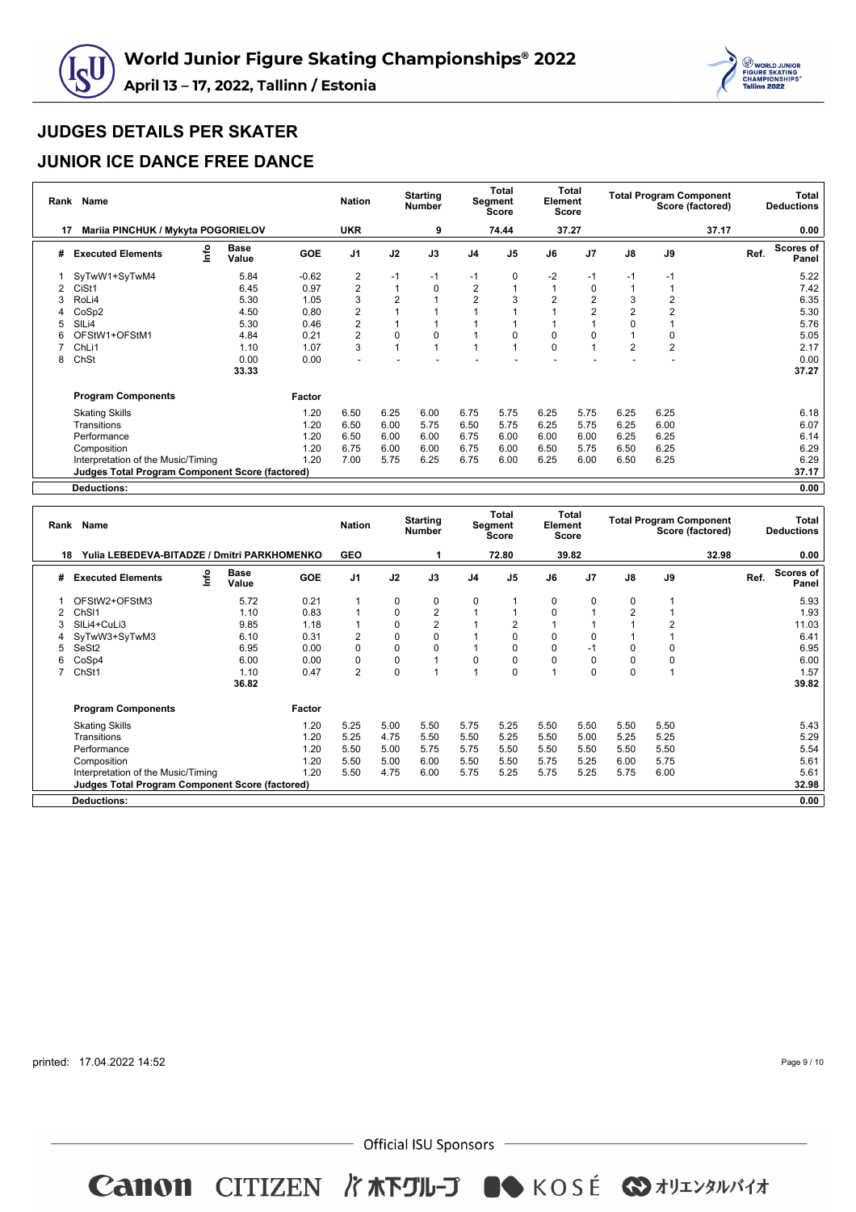# World Junior Figure Skating Championships® 2022

**April 13 – 17, 2022, Tallinn / Estonia**

## JUDGES DETAILS PER SKATER

## JUNIOR ICE DANCE FREE DANCE

| Rank | Name | Nation | Starting Number | Total Segment Score | Total Element Score | Total Program Component Score (factored) | Total Deductions |
|---|---|---|---|---|---|---|---|
| 17 | Mariia PINCHUK / Mykyta POGORIELOV | UKR | 9 | 74.44 | 37.27 | 37.17 | 0.00 |

| # | Executed Elements | Info | Base Value | GOE | J1 | J2 | J3 | J4 | J5 | J6 | J7 | J8 | J9 | Ref. | Scores of Panel |
|---|---|---|---|---|---|---|---|---|---|---|---|---|---|---|---|
| 1 | SyTwW1+SyTwM4 | | 5.84 | -0.62 | 2 | -1 | -1 | -1 | 0 | -2 | -1 | -1 | -1 | | 5.22 |
| 2 | CiSt1 | | 6.45 | 0.97 | 2 | 1 | 0 | 2 | 1 | 1 | 0 | 1 | 1 | | 7.42 |
| 3 | RoLi4 | | 5.30 | 1.05 | 3 | 2 | 1 | 2 | 3 | 2 | 2 | 3 | 2 | | 6.35 |
| 4 | CoSp2 | | 4.50 | 0.80 | 2 | 1 | 1 | 1 | 1 | 1 | 2 | 2 | 2 | | 5.30 |
| 5 | SlLi4 | | 5.30 | 0.46 | 2 | 1 | 1 | 1 | 1 | 1 | 1 | 0 | 1 | | 5.76 |
| 6 | OFStW1+OFStM1 | | 4.84 | 0.21 | 2 | 0 | 0 | 1 | 0 | 0 | 0 | 1 | 0 | | 5.05 |
| 7 | ChLi1 | | 1.10 | 1.07 | 3 | 1 | 1 | 1 | 1 | 0 | 1 | 2 | 2 | | 2.17 |
| 8 | ChSt | | 0.00 | 0.00 | - | - | - | - | - | - | - | - | - | | 0.00 |
| | | | 33.33 | | | | | | | | | | | | 37.27 |

| Program Components | Factor | J1 | J2 | J3 | J4 | J5 | J6 | J7 | J8 | J9 | Scores of Panel |
|---|---|---|---|---|---|---|---|---|---|---|---|
| Skating Skills | 1.20 | 6.50 | 6.25 | 6.00 | 6.75 | 5.75 | 6.25 | 5.75 | 6.25 | 6.25 | 6.18 |
| Transitions | 1.20 | 6.50 | 6.00 | 5.75 | 6.50 | 5.75 | 6.25 | 5.75 | 6.25 | 6.00 | 6.07 |
| Performance | 1.20 | 6.50 | 6.00 | 6.00 | 6.75 | 6.00 | 6.00 | 6.00 | 6.25 | 6.25 | 6.14 |
| Composition | 1.20 | 6.75 | 6.00 | 6.00 | 6.75 | 6.00 | 6.50 | 5.75 | 6.50 | 6.25 | 6.29 |
| Interpretation of the Music/Timing | 1.20 | 7.00 | 5.75 | 6.25 | 6.75 | 6.00 | 6.25 | 6.00 | 6.50 | 6.25 | 6.29 |
| **Judges Total Program Component Score (factored)** | | | | | | | | | | | **37.17** |
| **Deductions:** | | | | | | | | | | | **0.00** |

| Rank | Name | Nation | Starting Number | Total Segment Score | Total Element Score | Total Program Component Score (factored) | Total Deductions |
|---|---|---|---|---|---|---|---|
| 18 | Yulia LEBEDEVA-BITADZE / Dmitri PARKHOMENKO | GEO | 1 | 72.80 | 39.82 | 32.98 | 0.00 |

| # | Executed Elements | Info | Base Value | GOE | J1 | J2 | J3 | J4 | J5 | J6 | J7 | J8 | J9 | Ref. | Scores of Panel |
|---|---|---|---|---|---|---|---|---|---|---|---|---|---|---|---|
| 1 | OFStW2+OFStM3 | | 5.72 | 0.21 | 1 | 0 | 0 | 0 | 1 | 0 | 0 | 0 | 1 | | 5.93 |
| 2 | ChSl1 | | 1.10 | 0.83 | 1 | 0 | 2 | 1 | 1 | 0 | 1 | 2 | 1 | | 1.93 |
| 3 | SlLi4+CuLi3 | | 9.85 | 1.18 | 1 | 0 | 2 | 1 | 2 | 1 | 1 | 1 | 2 | | 11.03 |
| 4 | SyTwW3+SyTwM3 | | 6.10 | 0.31 | 2 | 0 | 0 | 1 | 0 | 0 | 0 | 1 | 1 | | 6.41 |
| 5 | SeSt2 | | 6.95 | 0.00 | 0 | 0 | 0 | 1 | 0 | 0 | -1 | 0 | 0 | | 6.95 |
| 6 | CoSp4 | | 6.00 | 0.00 | 0 | 0 | 1 | 0 | 0 | 0 | 0 | 0 | 0 | | 6.00 |
| 7 | ChSt1 | | 1.10 | 0.47 | 2 | 0 | 1 | 1 | 0 | 1 | 0 | 0 | 1 | | 1.57 |
| | | | 36.82 | | | | | | | | | | | | 39.82 |

| Program Components | Factor | J1 | J2 | J3 | J4 | J5 | J6 | J7 | J8 | J9 | Scores of Panel |
|---|---|---|---|---|---|---|---|---|---|---|---|
| Skating Skills | 1.20 | 5.25 | 5.00 | 5.50 | 5.75 | 5.25 | 5.50 | 5.50 | 5.50 | 5.50 | 5.43 |
| Transitions | 1.20 | 5.25 | 4.75 | 5.50 | 5.50 | 5.25 | 5.50 | 5.00 | 5.25 | 5.25 | 5.29 |
| Performance | 1.20 | 5.50 | 5.00 | 5.75 | 5.75 | 5.50 | 5.50 | 5.50 | 5.50 | 5.50 | 5.54 |
| Composition | 1.20 | 5.50 | 5.00 | 6.00 | 5.50 | 5.50 | 5.75 | 5.25 | 6.00 | 5.75 | 5.61 |
| Interpretation of the Music/Timing | 1.20 | 5.50 | 4.75 | 6.00 | 5.75 | 5.25 | 5.75 | 5.25 | 5.75 | 6.00 | 5.61 |
| **Judges Total Program Component Score (factored)** | | | | | | | | | | | **32.98** |
| **Deductions:** | | | | | | | | | | | **0.00** |

printed: 17.04.2022 14:52

Official ISU Sponsors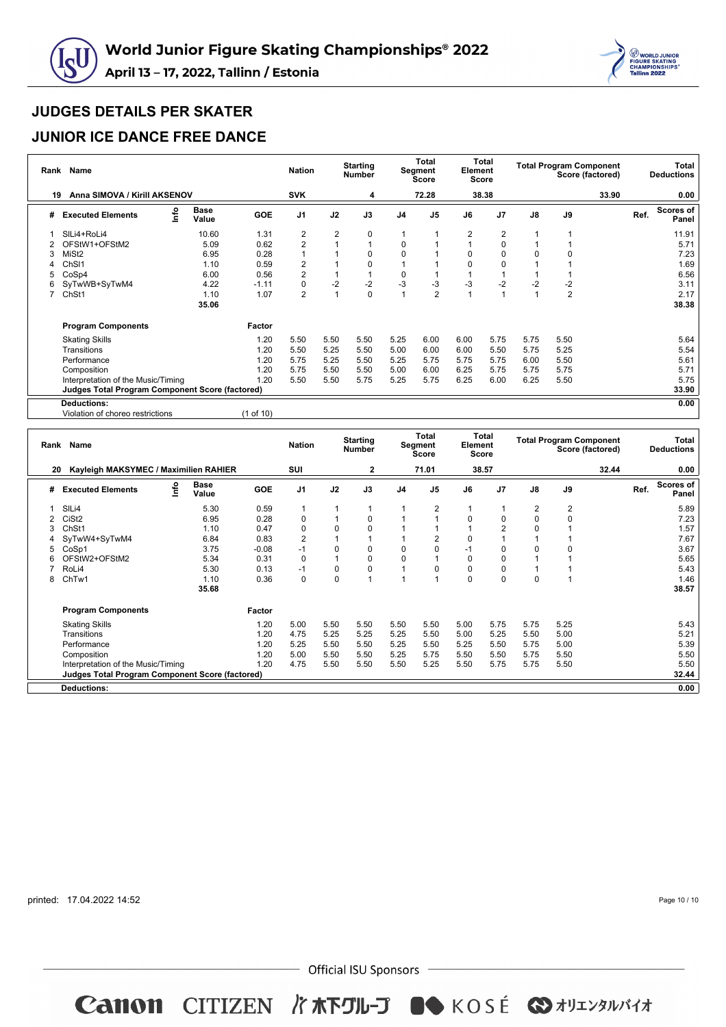# World Junior Figure Skating Championships® 2022

**April 13 – 17, 2022, Tallinn / Estonia**

## JUDGES DETAILS PER SKATER

## JUNIOR ICE DANCE FREE DANCE

| Rank | Name | Nation | Starting Number | Total Segment Score | Total Element Score | Total Program Component Score (factored) | Total Deductions |
|---|---|---|---|---|---|---|---|
| 19 | Anna SIMOVA / Kirill AKSENOV | SVK | 4 | 72.28 | 38.38 | 33.90 | 0.00 |

| # | Executed Elements | Info | Base Value | GOE | J1 | J2 | J3 | J4 | J5 | J6 | J7 | J8 | J9 | Ref. | Scores of Panel |
|---|---|---|---|---|---|---|---|---|---|---|---|---|---|---|---|
| 1 | SlLi4+RoLi4 | | 10.60 | 1.31 | 2 | 2 | 0 | 1 | 1 | 2 | 2 | 1 | 1 | | 11.91 |
| 2 | OFStW1+OFStM2 | | 5.09 | 0.62 | 2 | 1 | 1 | 0 | 1 | 1 | 0 | 1 | 1 | | 5.71 |
| 3 | MiSt2 | | 6.95 | 0.28 | 1 | 1 | 0 | 0 | 1 | 0 | 0 | 0 | 0 | | 7.23 |
| 4 | ChSl1 | | 1.10 | 0.59 | 2 | 1 | 0 | 1 | 1 | 0 | 0 | 1 | 1 | | 1.69 |
| 5 | CoSp4 | | 6.00 | 0.56 | 2 | 1 | 1 | 0 | 1 | 1 | 1 | 1 | 1 | | 6.56 |
| 6 | SyTwWB+SyTwM4 | | 4.22 | -1.11 | 0 | -2 | -2 | -3 | -3 | -3 | -2 | -2 | -2 | | 3.11 |
| 7 | ChSt1 | | 1.10 | 1.07 | 2 | 1 | 0 | 1 | 2 | 1 | 1 | 1 | 2 | | 2.17 |
| | | | 35.06 | | | | | | | | | | | | 38.38 |

| Program Components | Factor | J1 | J2 | J3 | J4 | J5 | J6 | J7 | J8 | J9 | Scores of Panel |
|---|---|---|---|---|---|---|---|---|---|---|---|
| Skating Skills | 1.20 | 5.50 | 5.50 | 5.50 | 5.25 | 6.00 | 6.00 | 5.75 | 5.75 | 5.50 | 5.64 |
| Transitions | 1.20 | 5.50 | 5.25 | 5.50 | 5.00 | 6.00 | 6.00 | 5.50 | 5.75 | 5.25 | 5.54 |
| Performance | 1.20 | 5.75 | 5.25 | 5.50 | 5.25 | 5.75 | 5.75 | 5.75 | 6.00 | 5.50 | 5.61 |
| Composition | 1.20 | 5.75 | 5.50 | 5.50 | 5.00 | 6.00 | 6.25 | 5.75 | 5.75 | 5.75 | 5.71 |
| Interpretation of the Music/Timing | 1.20 | 5.50 | 5.50 | 5.75 | 5.25 | 5.75 | 6.25 | 6.00 | 6.25 | 5.50 | 5.75 |
| **Judges Total Program Component Score (factored)** | | | | | | | | | | | **33.90** |

**Deductions:** 0.00

Violation of choreo restrictions (1 of 10)

| Rank | Name | Nation | Starting Number | Total Segment Score | Total Element Score | Total Program Component Score (factored) | Total Deductions |
|---|---|---|---|---|---|---|---|
| 20 | Kayleigh MAKSYMEC / Maximilien RAHIER | SUI | 2 | 71.01 | 38.57 | 32.44 | 0.00 |

| # | Executed Elements | Info | Base Value | GOE | J1 | J2 | J3 | J4 | J5 | J6 | J7 | J8 | J9 | Ref. | Scores of Panel |
|---|---|---|---|---|---|---|---|---|---|---|---|---|---|---|---|
| 1 | SlLi4 | | 5.30 | 0.59 | 1 | 1 | 1 | 1 | 2 | 1 | 1 | 2 | 2 | | 5.89 |
| 2 | CiSt2 | | 6.95 | 0.28 | 0 | 1 | 0 | 1 | 1 | 0 | 0 | 0 | 0 | | 7.23 |
| 3 | ChSt1 | | 1.10 | 0.47 | 0 | 0 | 0 | 1 | 1 | 1 | 2 | 0 | 1 | | 1.57 |
| 4 | SyTwW4+SyTwM4 | | 6.84 | 0.83 | 2 | 1 | 1 | 1 | 2 | 0 | 1 | 1 | 1 | | 7.67 |
| 5 | CoSp1 | | 3.75 | -0.08 | -1 | 0 | 0 | 0 | 0 | -1 | 0 | 0 | 0 | | 3.67 |
| 6 | OFStW2+OFStM2 | | 5.34 | 0.31 | 0 | 1 | 0 | 0 | 1 | 0 | 0 | 1 | 1 | | 5.65 |
| 7 | RoLi4 | | 5.30 | 0.13 | -1 | 0 | 0 | 1 | 0 | 0 | 0 | 1 | 1 | | 5.43 |
| 8 | ChTw1 | | 1.10 | 0.36 | 0 | 0 | 1 | 1 | 1 | 0 | 0 | 0 | 1 | | 1.46 |
| | | | 35.68 | | | | | | | | | | | | 38.57 |

| Program Components | Factor | J1 | J2 | J3 | J4 | J5 | J6 | J7 | J8 | J9 | Scores of Panel |
|---|---|---|---|---|---|---|---|---|---|---|---|
| Skating Skills | 1.20 | 5.00 | 5.50 | 5.50 | 5.50 | 5.50 | 5.00 | 5.75 | 5.75 | 5.25 | 5.43 |
| Transitions | 1.20 | 4.75 | 5.25 | 5.25 | 5.25 | 5.50 | 5.00 | 5.25 | 5.50 | 5.00 | 5.21 |
| Performance | 1.20 | 5.25 | 5.50 | 5.50 | 5.25 | 5.50 | 5.25 | 5.50 | 5.75 | 5.00 | 5.39 |
| Composition | 1.20 | 5.00 | 5.50 | 5.50 | 5.25 | 5.75 | 5.50 | 5.50 | 5.75 | 5.50 | 5.50 |
| Interpretation of the Music/Timing | 1.20 | 4.75 | 5.50 | 5.50 | 5.50 | 5.25 | 5.50 | 5.75 | 5.75 | 5.50 | 5.50 |
| **Judges Total Program Component Score (factored)** | | | | | | | | | | | **32.44** |

**Deductions:** 0.00

printed: 17.04.2022 14:52

Official ISU Sponsors

Canon CITIZEN 木下グループ KOSÉ オリエンタルバイオ